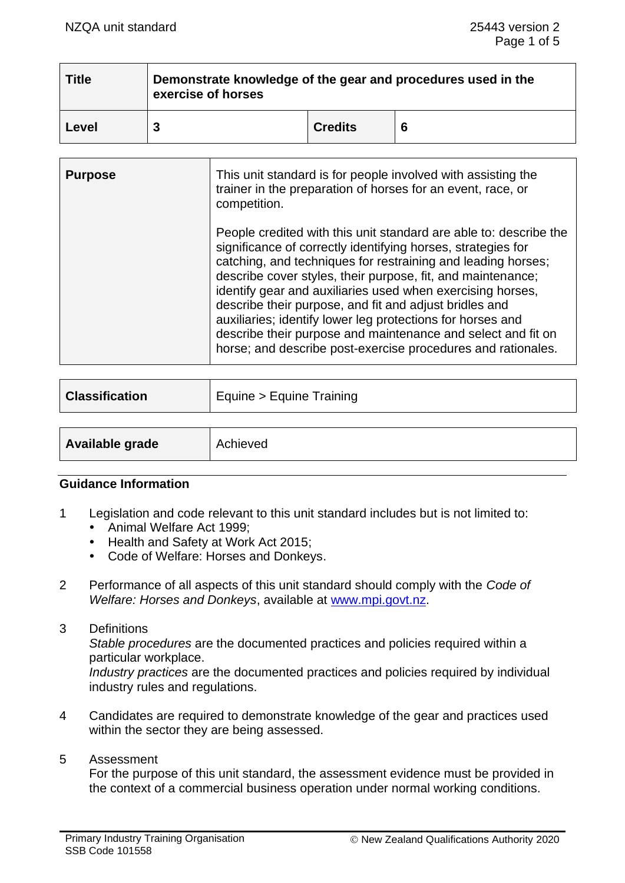| Title | Demonstrate knowledge of the gear and procedures used in the exercise of horses | | |
|---|---|---|---|
| Level | 3 | Credits | 6 |

| Purpose | This unit standard is for people involved with assisting the trainer in the preparation of horses for an event, race, or competition.<br><br>People credited with this unit standard are able to: describe the significance of correctly identifying horses, strategies for catching, and techniques for restraining and leading horses; describe cover styles, their purpose, fit, and maintenance; identify gear and auxiliaries used when exercising horses, describe their purpose, and fit and adjust bridles and auxiliaries; identify lower leg protections for horses and describe their purpose and maintenance and select and fit on horse; and describe post-exercise procedures and rationales. |
|---|---|

| Classification | Equine > Equine Training |
|---|---|

| Available grade | Achieved |
|---|---|

## Guidance Information

1 Legislation and code relevant to this unit standard includes but is not limited to:
- Animal Welfare Act 1999;
- Health and Safety at Work Act 2015;
- Code of Welfare: Horses and Donkeys.

2 Performance of all aspects of this unit standard should comply with the *Code of Welfare: Horses and Donkeys*, available at www.mpi.govt.nz.

3 Definitions
*Stable procedures* are the documented practices and policies required within a particular workplace.
*Industry practices* are the documented practices and policies required by individual industry rules and regulations.

4 Candidates are required to demonstrate knowledge of the gear and practices used within the sector they are being assessed.

5 Assessment
For the purpose of this unit standard, the assessment evidence must be provided in the context of a commercial business operation under normal working conditions.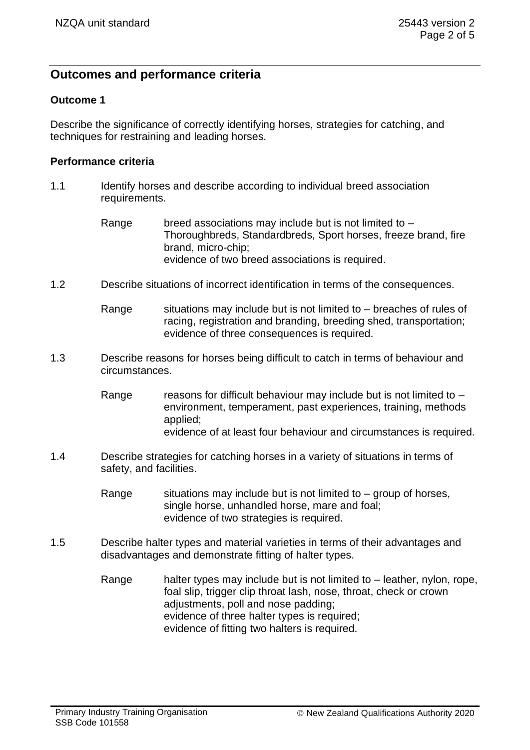## Outcomes and performance criteria

### Outcome 1

Describe the significance of correctly identifying horses, strategies for catching, and techniques for restraining and leading horses.

### Performance criteria

1.1 Identify horses and describe according to individual breed association requirements.

Range breed associations may include but is not limited to – Thoroughbreds, Standardbreds, Sport horses, freeze brand, fire brand, micro-chip;
evidence of two breed associations is required.

1.2 Describe situations of incorrect identification in terms of the consequences.

Range situations may include but is not limited to – breaches of rules of racing, registration and branding, breeding shed, transportation;
evidence of three consequences is required.

1.3 Describe reasons for horses being difficult to catch in terms of behaviour and circumstances.

Range reasons for difficult behaviour may include but is not limited to – environment, temperament, past experiences, training, methods applied;
evidence of at least four behaviour and circumstances is required.

1.4 Describe strategies for catching horses in a variety of situations in terms of safety, and facilities.

Range situations may include but is not limited to – group of horses, single horse, unhandled horse, mare and foal;
evidence of two strategies is required.

1.5 Describe halter types and material varieties in terms of their advantages and disadvantages and demonstrate fitting of halter types.

Range halter types may include but is not limited to – leather, nylon, rope, foal slip, trigger clip throat lash, nose, throat, check or crown adjustments, poll and nose padding;
evidence of three halter types is required;
evidence of fitting two halters is required.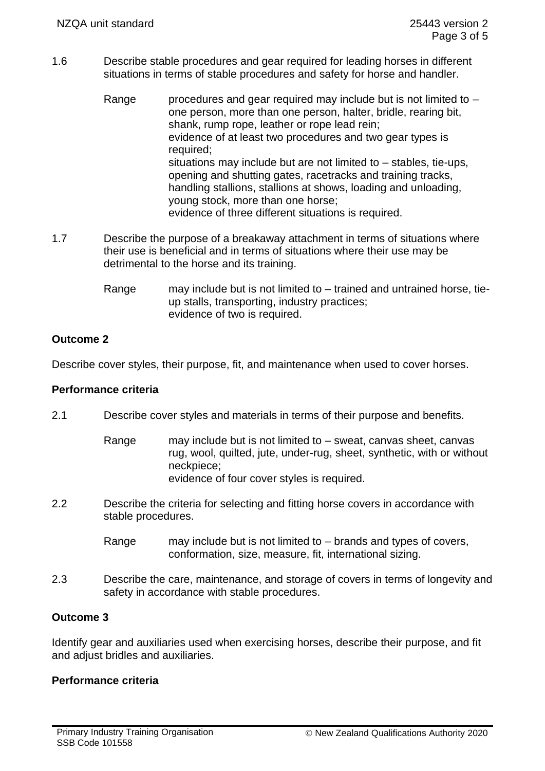1.6 Describe stable procedures and gear required for leading horses in different situations in terms of stable procedures and safety for horse and handler.

Range procedures and gear required may include but is not limited to – one person, more than one person, halter, bridle, rearing bit, shank, rump rope, leather or rope lead rein;
evidence of at least two procedures and two gear types is required;
situations may include but are not limited to – stables, tie-ups, opening and shutting gates, racetracks and training tracks, handling stallions, stallions at shows, loading and unloading, young stock, more than one horse;
evidence of three different situations is required.

1.7 Describe the purpose of a breakaway attachment in terms of situations where their use is beneficial and in terms of situations where their use may be detrimental to the horse and its training.

Range may include but is not limited to – trained and untrained horse, tie-up stalls, transporting, industry practices;
evidence of two is required.

**Outcome 2**

Describe cover styles, their purpose, fit, and maintenance when used to cover horses.

**Performance criteria**

2.1 Describe cover styles and materials in terms of their purpose and benefits.

Range may include but is not limited to – sweat, canvas sheet, canvas rug, wool, quilted, jute, under-rug, sheet, synthetic, with or without neckpiece;
evidence of four cover styles is required.

2.2 Describe the criteria for selecting and fitting horse covers in accordance with stable procedures.

Range may include but is not limited to – brands and types of covers, conformation, size, measure, fit, international sizing.

2.3 Describe the care, maintenance, and storage of covers in terms of longevity and safety in accordance with stable procedures.

**Outcome 3**

Identify gear and auxiliaries used when exercising horses, describe their purpose, and fit and adjust bridles and auxiliaries.

**Performance criteria**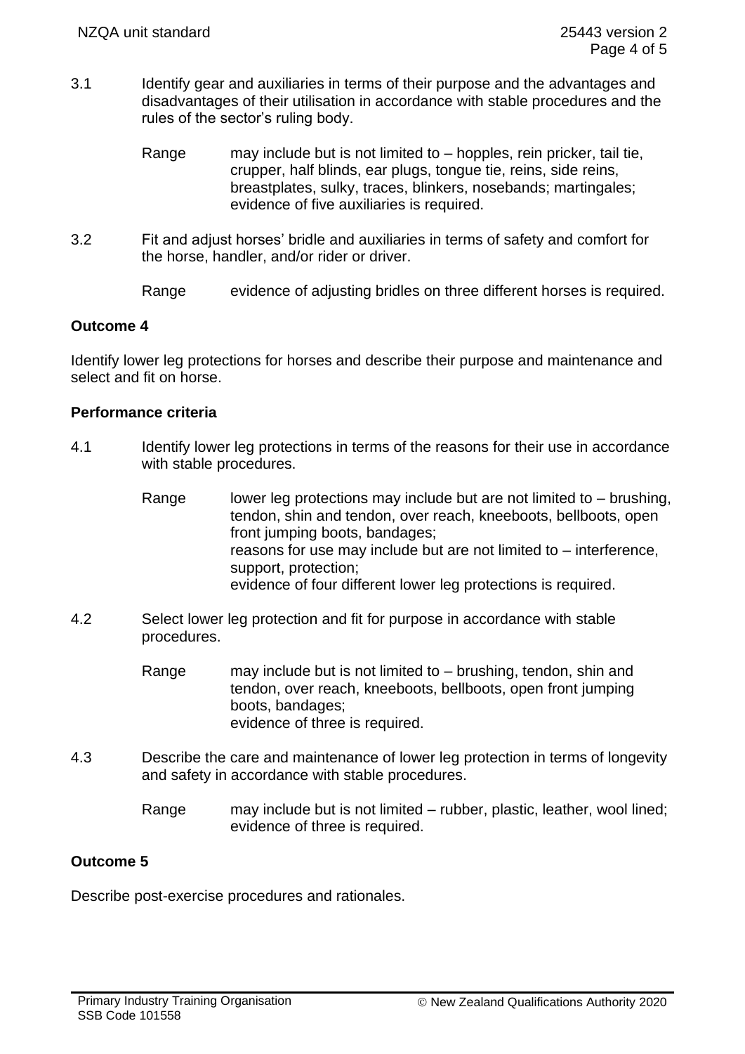3.1 Identify gear and auxiliaries in terms of their purpose and the advantages and disadvantages of their utilisation in accordance with stable procedures and the rules of the sector's ruling body.

Range may include but is not limited to – hopples, rein pricker, tail tie, crupper, half blinds, ear plugs, tongue tie, reins, side reins, breastplates, sulky, traces, blinkers, nosebands; martingales; evidence of five auxiliaries is required.

3.2 Fit and adjust horses' bridle and auxiliaries in terms of safety and comfort for the horse, handler, and/or rider or driver.

Range evidence of adjusting bridles on three different horses is required.

**Outcome 4**

Identify lower leg protections for horses and describe their purpose and maintenance and select and fit on horse.

**Performance criteria**

4.1 Identify lower leg protections in terms of the reasons for their use in accordance with stable procedures.

Range lower leg protections may include but are not limited to – brushing, tendon, shin and tendon, over reach, kneeboots, bellboots, open front jumping boots, bandages;
reasons for use may include but are not limited to – interference, support, protection;
evidence of four different lower leg protections is required.

4.2 Select lower leg protection and fit for purpose in accordance with stable procedures.

Range may include but is not limited to – brushing, tendon, shin and tendon, over reach, kneeboots, bellboots, open front jumping boots, bandages;
evidence of three is required.

4.3 Describe the care and maintenance of lower leg protection in terms of longevity and safety in accordance with stable procedures.

Range may include but is not limited – rubber, plastic, leather, wool lined; evidence of three is required.

**Outcome 5**

Describe post-exercise procedures and rationales.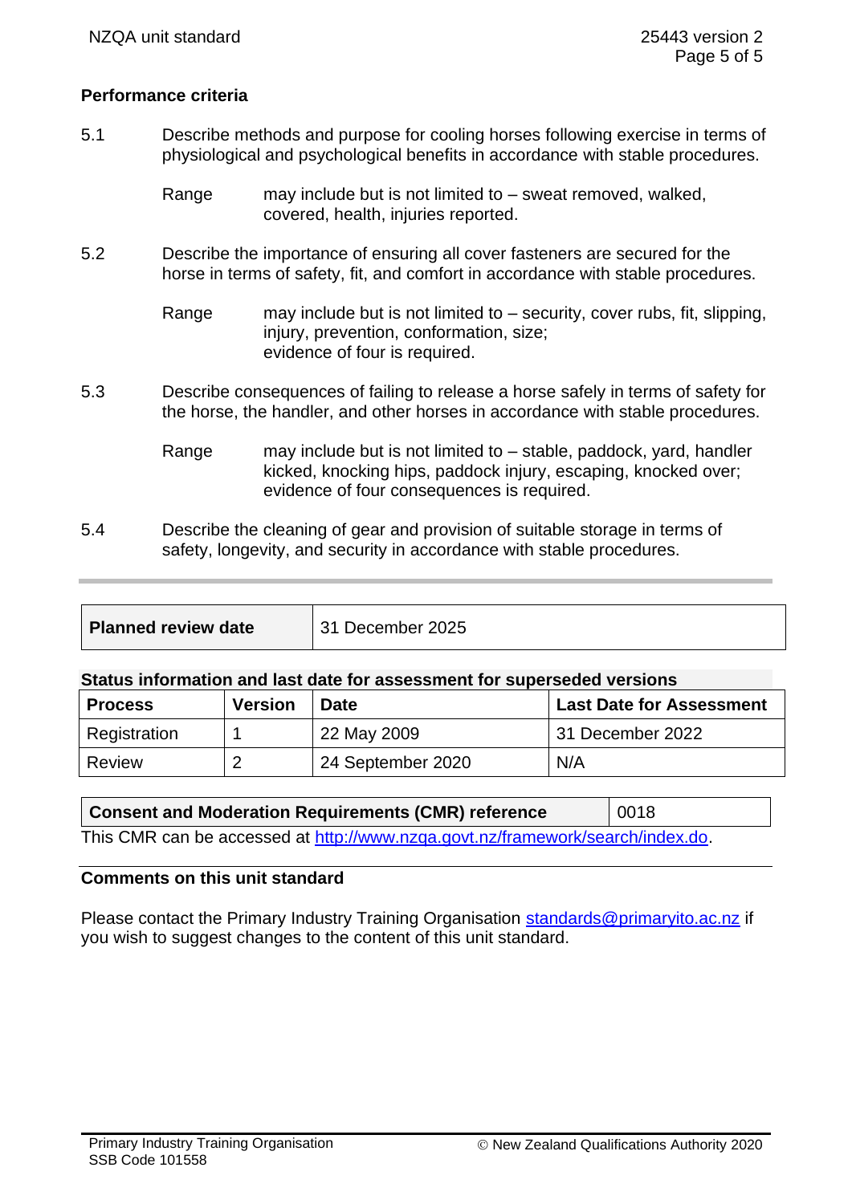**Performance criteria**

5.1 Describe methods and purpose for cooling horses following exercise in terms of physiological and psychological benefits in accordance with stable procedures.

Range may include but is not limited to – sweat removed, walked, covered, health, injuries reported.

5.2 Describe the importance of ensuring all cover fasteners are secured for the horse in terms of safety, fit, and comfort in accordance with stable procedures.

Range may include but is not limited to – security, cover rubs, fit, slipping, injury, prevention, conformation, size;
evidence of four is required.

5.3 Describe consequences of failing to release a horse safely in terms of safety for the horse, the handler, and other horses in accordance with stable procedures.

Range may include but is not limited to – stable, paddock, yard, handler kicked, knocking hips, paddock injury, escaping, knocked over;
evidence of four consequences is required.

5.4 Describe the cleaning of gear and provision of suitable storage in terms of safety, longevity, and security in accordance with stable procedures.

---

| | |
|---|---|
| **Planned review date** | 31 December 2025 |

**Status information and last date for assessment for superseded versions**

| Process | Version | Date | Last Date for Assessment |
|---|---|---|---|
| Registration | 1 | 22 May 2009 | 31 December 2022 |
| Review | 2 | 24 September 2020 | N/A |

| | |
|---|---|
| **Consent and Moderation Requirements (CMR) reference** | 0018 |

This CMR can be accessed at http://www.nzqa.govt.nz/framework/search/index.do.

**Comments on this unit standard**

Please contact the Primary Industry Training Organisation standards@primaryito.ac.nz if you wish to suggest changes to the content of this unit standard.